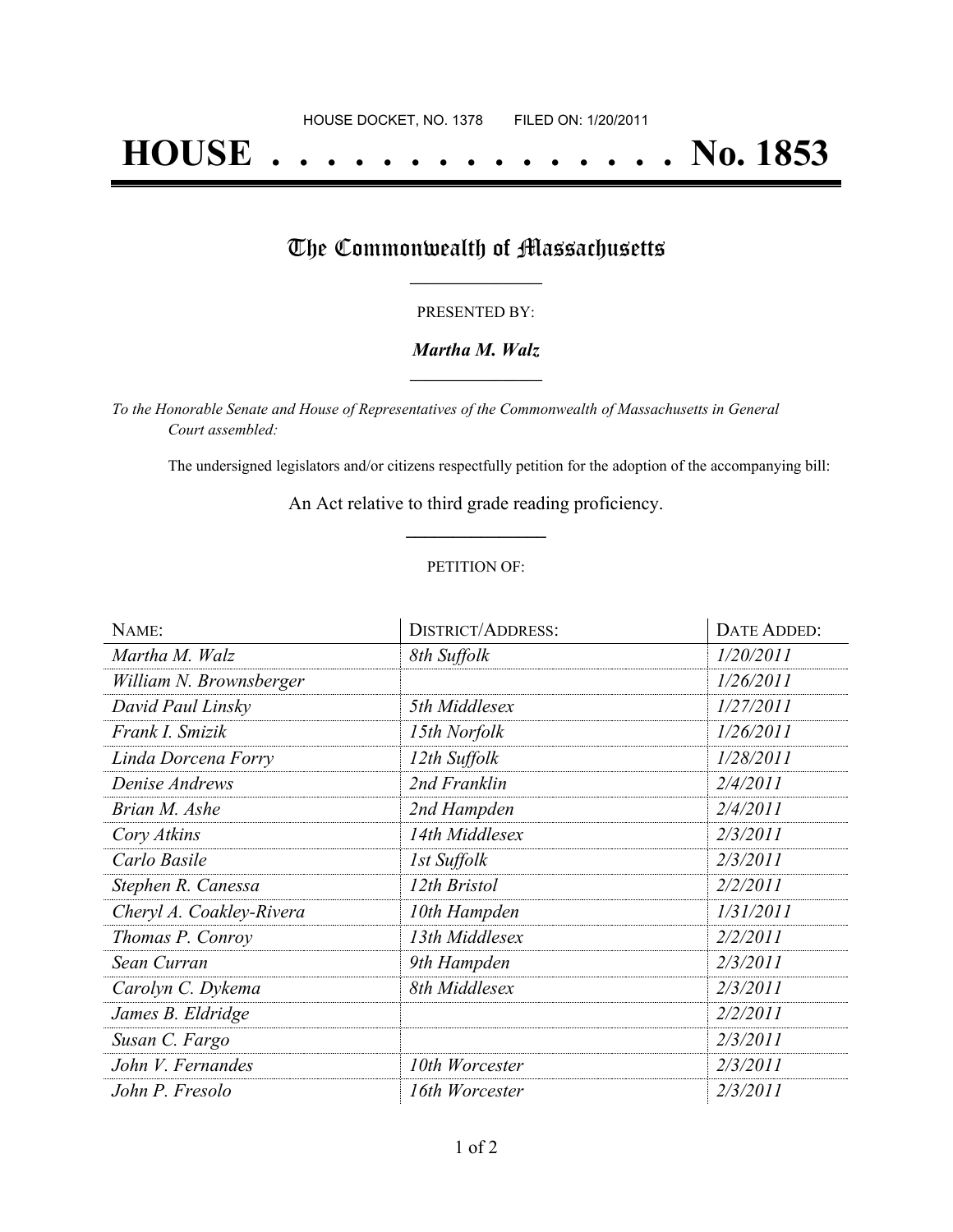HOUSE DOCKET, NO. 1378 FILED ON: 1/20/2011

# HOUSE . . . . . . . . . . . . . . . No. 1853

## The Commonwealth of Massachusetts

PRESENTED BY:

***Martha M. Walz***

*To the Honorable Senate and House of Representatives of the Commonwealth of Massachusetts in General Court assembled:*

The undersigned legislators and/or citizens respectfully petition for the adoption of the accompanying bill:

An Act relative to third grade reading proficiency.

PETITION OF:

| NAME: | DISTRICT/ADDRESS: | DATE ADDED: |
|---|---|---|
| *Martha M. Walz* | *8th Suffolk* | *1/20/2011* |
| *William N. Brownsberger* | | *1/26/2011* |
| *David Paul Linsky* | *5th Middlesex* | *1/27/2011* |
| *Frank I. Smizik* | *15th Norfolk* | *1/26/2011* |
| *Linda Dorcena Forry* | *12th Suffolk* | *1/28/2011* |
| *Denise Andrews* | *2nd Franklin* | *2/4/2011* |
| *Brian M. Ashe* | *2nd Hampden* | *2/4/2011* |
| *Cory Atkins* | *14th Middlesex* | *2/3/2011* |
| *Carlo Basile* | *1st Suffolk* | *2/3/2011* |
| *Stephen R. Canessa* | *12th Bristol* | *2/2/2011* |
| *Cheryl A. Coakley-Rivera* | *10th Hampden* | *1/31/2011* |
| *Thomas P. Conroy* | *13th Middlesex* | *2/2/2011* |
| *Sean Curran* | *9th Hampden* | *2/3/2011* |
| *Carolyn C. Dykema* | *8th Middlesex* | *2/3/2011* |
| *James B. Eldridge* | | *2/2/2011* |
| *Susan C. Fargo* | | *2/3/2011* |
| *John V. Fernandes* | *10th Worcester* | *2/3/2011* |
| *John P. Fresolo* | *16th Worcester* | *2/3/2011* |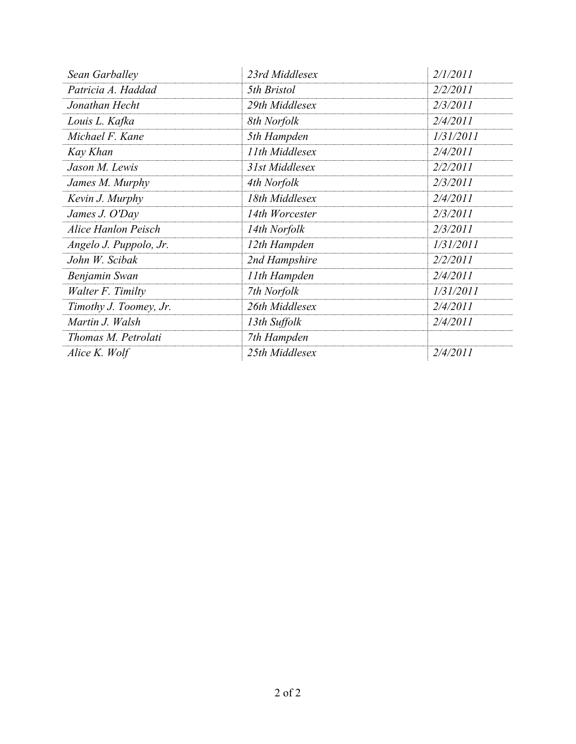| *Sean Garballey* | *23rd Middlesex* | *2/1/2011* |
|---|---|---|
| *Patricia A. Haddad* | *5th Bristol* | *2/2/2011* |
| *Jonathan Hecht* | *29th Middlesex* | *2/3/2011* |
| *Louis L. Kafka* | *8th Norfolk* | *2/4/2011* |
| *Michael F. Kane* | *5th Hampden* | *1/31/2011* |
| *Kay Khan* | *11th Middlesex* | *2/4/2011* |
| *Jason M. Lewis* | *31st Middlesex* | *2/2/2011* |
| *James M. Murphy* | *4th Norfolk* | *2/3/2011* |
| *Kevin J. Murphy* | *18th Middlesex* | *2/4/2011* |
| *James J. O'Day* | *14th Worcester* | *2/3/2011* |
| *Alice Hanlon Peisch* | *14th Norfolk* | *2/3/2011* |
| *Angelo J. Puppolo, Jr.* | *12th Hampden* | *1/31/2011* |
| *John W. Scibak* | *2nd Hampshire* | *2/2/2011* |
| *Benjamin Swan* | *11th Hampden* | *2/4/2011* |
| *Walter F. Timilty* | *7th Norfolk* | *1/31/2011* |
| *Timothy J. Toomey, Jr.* | *26th Middlesex* | *2/4/2011* |
| *Martin J. Walsh* | *13th Suffolk* | *2/4/2011* |
| *Thomas M. Petrolati* | *7th Hampden* | |
| *Alice K. Wolf* | *25th Middlesex* | *2/4/2011* |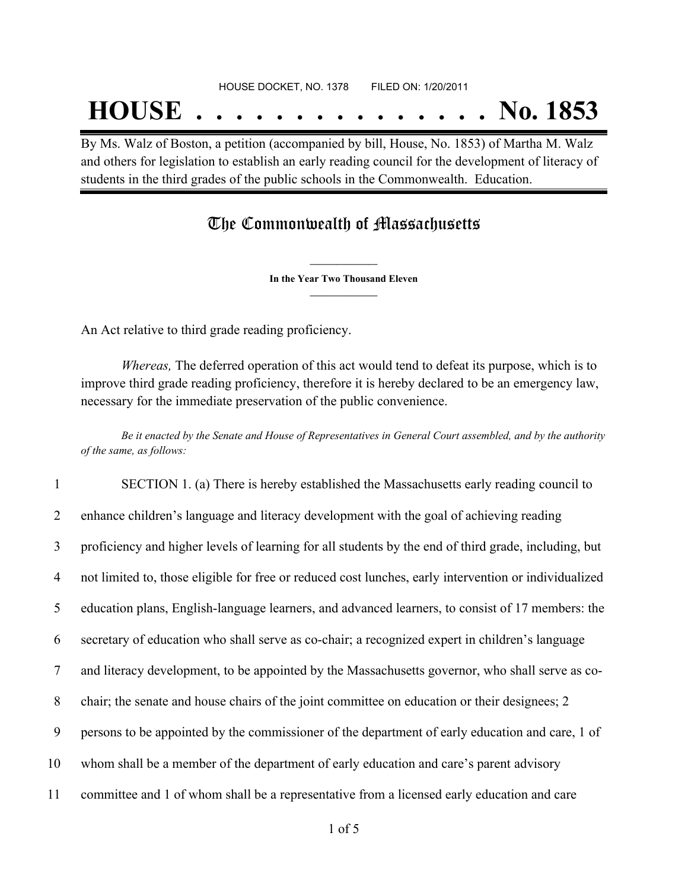HOUSE DOCKET, NO. 1378 FILED ON: 1/20/2011

# HOUSE . . . . . . . . . . . . . . . No. 1853

By Ms. Walz of Boston, a petition (accompanied by bill, House, No. 1853) of Martha M. Walz and others for legislation to establish an early reading council for the development of literacy of students in the third grades of the public schools in the Commonwealth. Education.

## The Commonwealth of Massachusetts

**In the Year Two Thousand Eleven**

An Act relative to third grade reading proficiency.

*Whereas,* The deferred operation of this act would tend to defeat its purpose, which is to improve third grade reading proficiency, therefore it is hereby declared to be an emergency law, necessary for the immediate preservation of the public convenience.

*Be it enacted by the Senate and House of Representatives in General Court assembled, and by the authority of the same, as follows:*

1 SECTION 1. (a) There is hereby established the Massachusetts early reading council to
2 enhance children's language and literacy development with the goal of achieving reading
3 proficiency and higher levels of learning for all students by the end of third grade, including, but
4 not limited to, those eligible for free or reduced cost lunches, early intervention or individualized
5 education plans, English-language learners, and advanced learners, to consist of 17 members: the
6 secretary of education who shall serve as co-chair; a recognized expert in children's language
7 and literacy development, to be appointed by the Massachusetts governor, who shall serve as co-
8 chair; the senate and house chairs of the joint committee on education or their designees; 2
9 persons to be appointed by the commissioner of the department of early education and care, 1 of
10 whom shall be a member of the department of early education and care's parent advisory
11 committee and 1 of whom shall be a representative from a licensed early education and care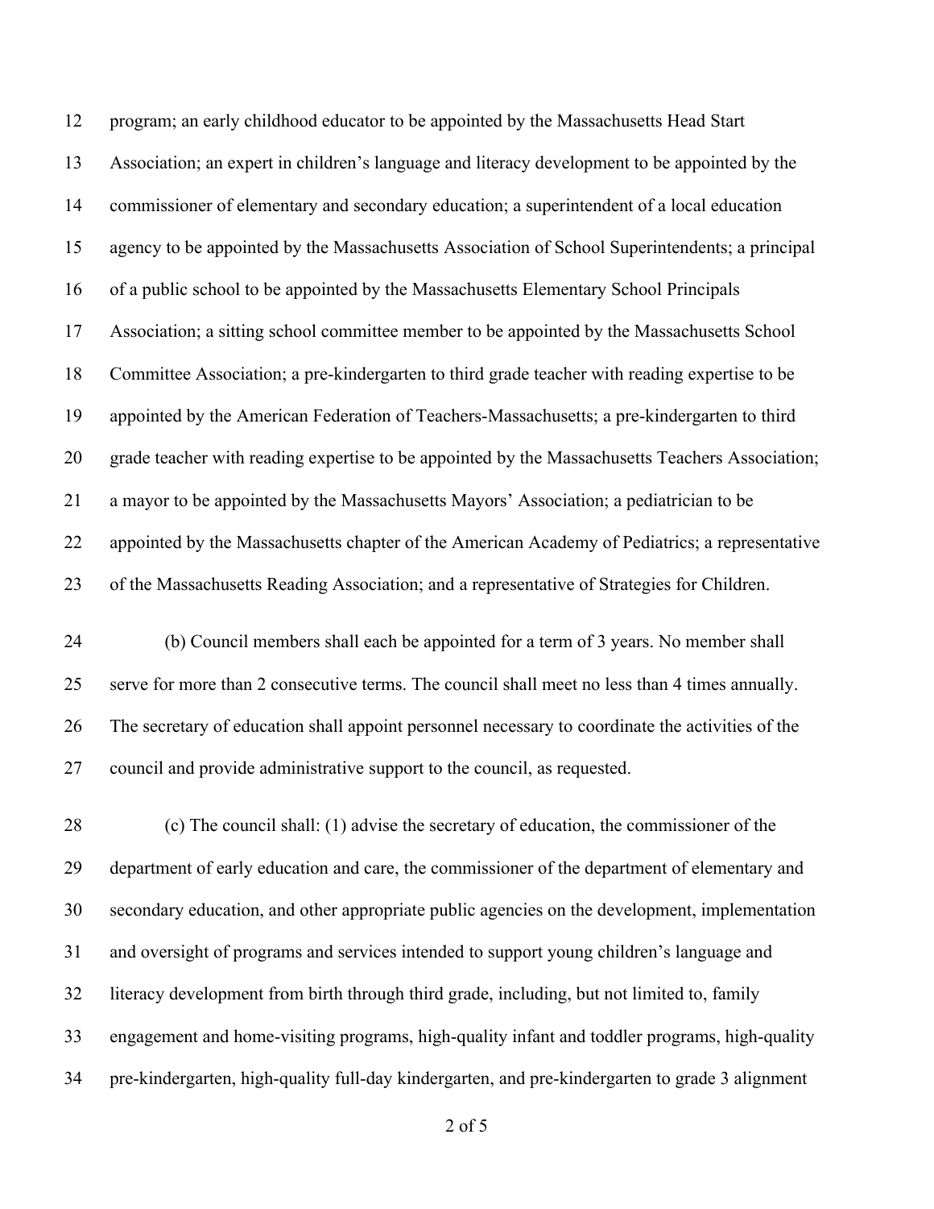program; an early childhood educator to be appointed by the Massachusetts Head Start Association; an expert in children's language and literacy development to be appointed by the commissioner of elementary and secondary education; a superintendent of a local education agency to be appointed by the Massachusetts Association of School Superintendents; a principal of a public school to be appointed by the Massachusetts Elementary School Principals Association; a sitting school committee member to be appointed by the Massachusetts School Committee Association; a pre-kindergarten to third grade teacher with reading expertise to be appointed by the American Federation of Teachers-Massachusetts; a pre-kindergarten to third grade teacher with reading expertise to be appointed by the Massachusetts Teachers Association; a mayor to be appointed by the Massachusetts Mayors' Association; a pediatrician to be appointed by the Massachusetts chapter of the American Academy of Pediatrics; a representative of the Massachusetts Reading Association; and a representative of Strategies for Children.

(b) Council members shall each be appointed for a term of 3 years. No member shall serve for more than 2 consecutive terms. The council shall meet no less than 4 times annually. The secretary of education shall appoint personnel necessary to coordinate the activities of the council and provide administrative support to the council, as requested.

(c) The council shall: (1) advise the secretary of education, the commissioner of the department of early education and care, the commissioner of the department of elementary and secondary education, and other appropriate public agencies on the development, implementation and oversight of programs and services intended to support young children's language and literacy development from birth through third grade, including, but not limited to, family engagement and home-visiting programs, high-quality infant and toddler programs, high-quality pre-kindergarten, high-quality full-day kindergarten, and pre-kindergarten to grade 3 alignment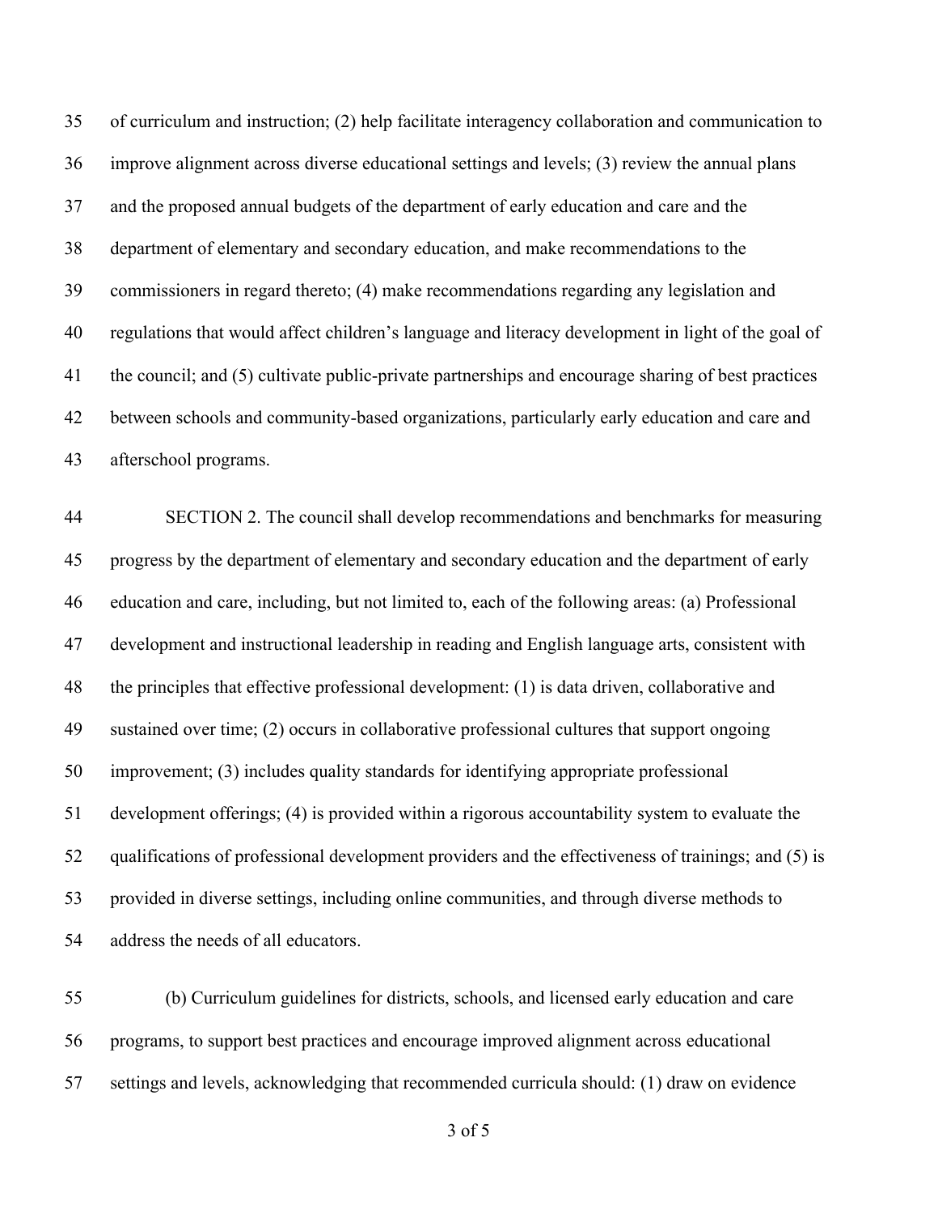of curriculum and instruction; (2) help facilitate interagency collaboration and communication to improve alignment across diverse educational settings and levels; (3) review the annual plans and the proposed annual budgets of the department of early education and care and the department of elementary and secondary education, and make recommendations to the commissioners in regard thereto; (4) make recommendations regarding any legislation and regulations that would affect children's language and literacy development in light of the goal of the council; and (5) cultivate public-private partnerships and encourage sharing of best practices between schools and community-based organizations, particularly early education and care and afterschool programs.

SECTION 2. The council shall develop recommendations and benchmarks for measuring progress by the department of elementary and secondary education and the department of early education and care, including, but not limited to, each of the following areas: (a) Professional development and instructional leadership in reading and English language arts, consistent with the principles that effective professional development: (1) is data driven, collaborative and sustained over time; (2) occurs in collaborative professional cultures that support ongoing improvement; (3) includes quality standards for identifying appropriate professional development offerings; (4) is provided within a rigorous accountability system to evaluate the qualifications of professional development providers and the effectiveness of trainings; and (5) is provided in diverse settings, including online communities, and through diverse methods to address the needs of all educators.

(b) Curriculum guidelines for districts, schools, and licensed early education and care programs, to support best practices and encourage improved alignment across educational settings and levels, acknowledging that recommended curricula should: (1) draw on evidence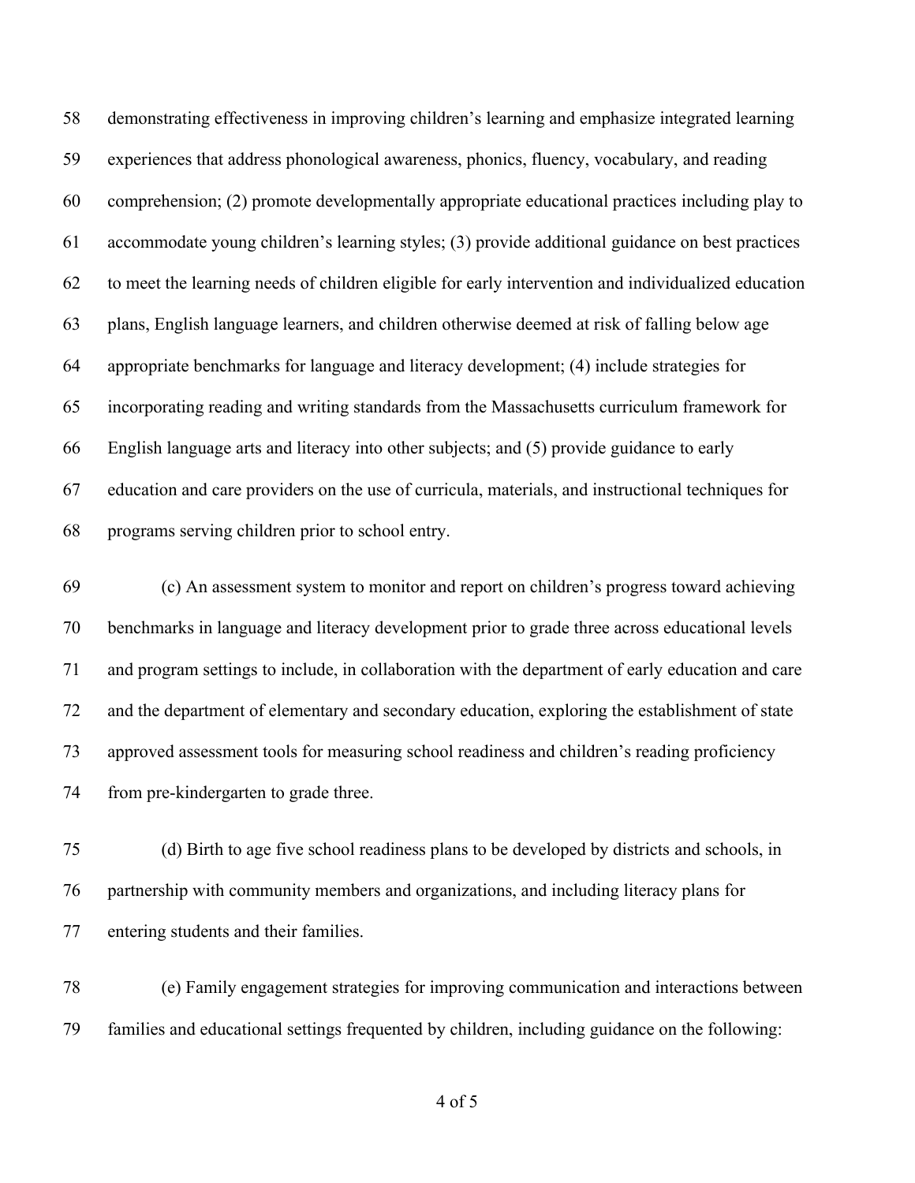demonstrating effectiveness in improving children's learning and emphasize integrated learning experiences that address phonological awareness, phonics, fluency, vocabulary, and reading comprehension; (2) promote developmentally appropriate educational practices including play to accommodate young children's learning styles; (3) provide additional guidance on best practices to meet the learning needs of children eligible for early intervention and individualized education plans, English language learners, and children otherwise deemed at risk of falling below age appropriate benchmarks for language and literacy development; (4) include strategies for incorporating reading and writing standards from the Massachusetts curriculum framework for English language arts and literacy into other subjects; and (5) provide guidance to early education and care providers on the use of curricula, materials, and instructional techniques for programs serving children prior to school entry.

(c) An assessment system to monitor and report on children's progress toward achieving benchmarks in language and literacy development prior to grade three across educational levels and program settings to include, in collaboration with the department of early education and care and the department of elementary and secondary education, exploring the establishment of state approved assessment tools for measuring school readiness and children's reading proficiency from pre-kindergarten to grade three.

(d) Birth to age five school readiness plans to be developed by districts and schools, in partnership with community members and organizations, and including literacy plans for entering students and their families.

(e) Family engagement strategies for improving communication and interactions between families and educational settings frequented by children, including guidance on the following: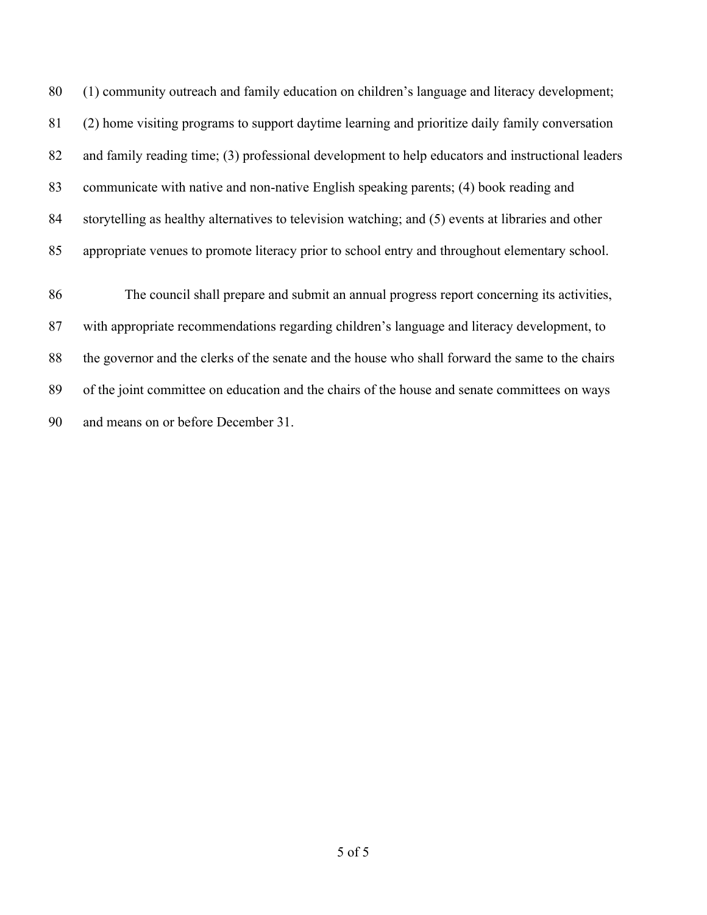(1) community outreach and family education on children's language and literacy development; (2) home visiting programs to support daytime learning and prioritize daily family conversation and family reading time; (3) professional development to help educators and instructional leaders communicate with native and non-native English speaking parents; (4) book reading and storytelling as healthy alternatives to television watching; and (5) events at libraries and other appropriate venues to promote literacy prior to school entry and throughout elementary school.

The council shall prepare and submit an annual progress report concerning its activities, with appropriate recommendations regarding children's language and literacy development, to the governor and the clerks of the senate and the house who shall forward the same to the chairs of the joint committee on education and the chairs of the house and senate committees on ways and means on or before December 31.